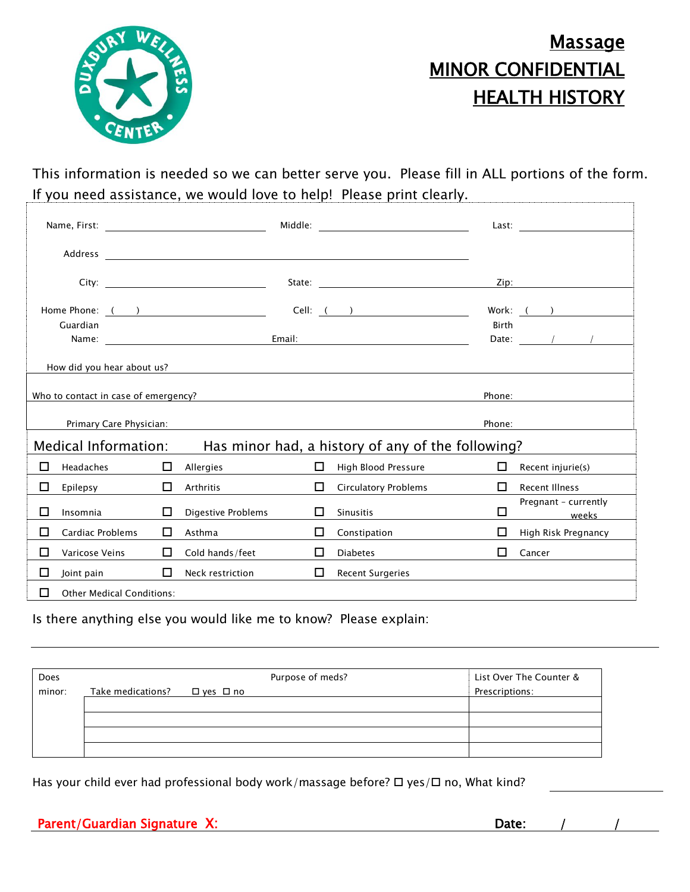DUXBURY WELLNESS CENTER

# Massage MINOR CONFIDENTIAL HEALTH HISTORY

This information is needed so we can better serve you. Please fill in ALL portions of the form. If you need assistance, we would love to help! Please print clearly.

Name, First: ____________ Middle: ____________ Last: ____________

Address ____________________________

City: ____________ State: ____________ Zip: ____________

Home Phone: ( ) ____________ Cell: ( ) ____________ Work: ( ) ____________

Guardian Name: ____________ Email: ____________ Birth Date: ____/____/____

How did you hear about us? ____________________________

Who to contact in case of emergency? ____________________ Phone: ____________

Primary Care Physician: ____________________ Phone: ____________

## Medical Information: Has minor had, a history of any of the following?

| | | | |
|---|---|---|---|
| ☐ Headaches | ☐ Allergies | ☐ High Blood Pressure | ☐ Recent injurie(s) |
| ☐ Epilepsy | ☐ Arthritis | ☐ Circulatory Problems | ☐ Recent Illness |
| ☐ Insomnia | ☐ Digestive Problems | ☐ Sinusitis | ☐ Pregnant - currently ____ weeks |
| ☐ Cardiac Problems | ☐ Asthma | ☐ Constipation | ☐ High Risk Pregnancy |
| ☐ Varicose Veins | ☐ Cold hands/feet | ☐ Diabetes | ☐ Cancer |
| ☐ Joint pain | ☐ Neck restriction | ☐ Recent Surgeries | |
| ☐ Other Medical Conditions: | | | |

Is there anything else you would like me to know? Please explain:

____________________________________________

| Does minor: | Take medications? ☐ yes ☐ no &nbsp;&nbsp;&nbsp; Purpose of meds? | List Over The Counter & Prescriptions: |
|---|---|---|
| | | |
| | | |
| | | |
| | | |

Has your child ever had professional body work/massage before? ☐ yes/☐ no, What kind? ____________

**Parent/Guardian Signature X:** ____________________ **Date:** ____/____/____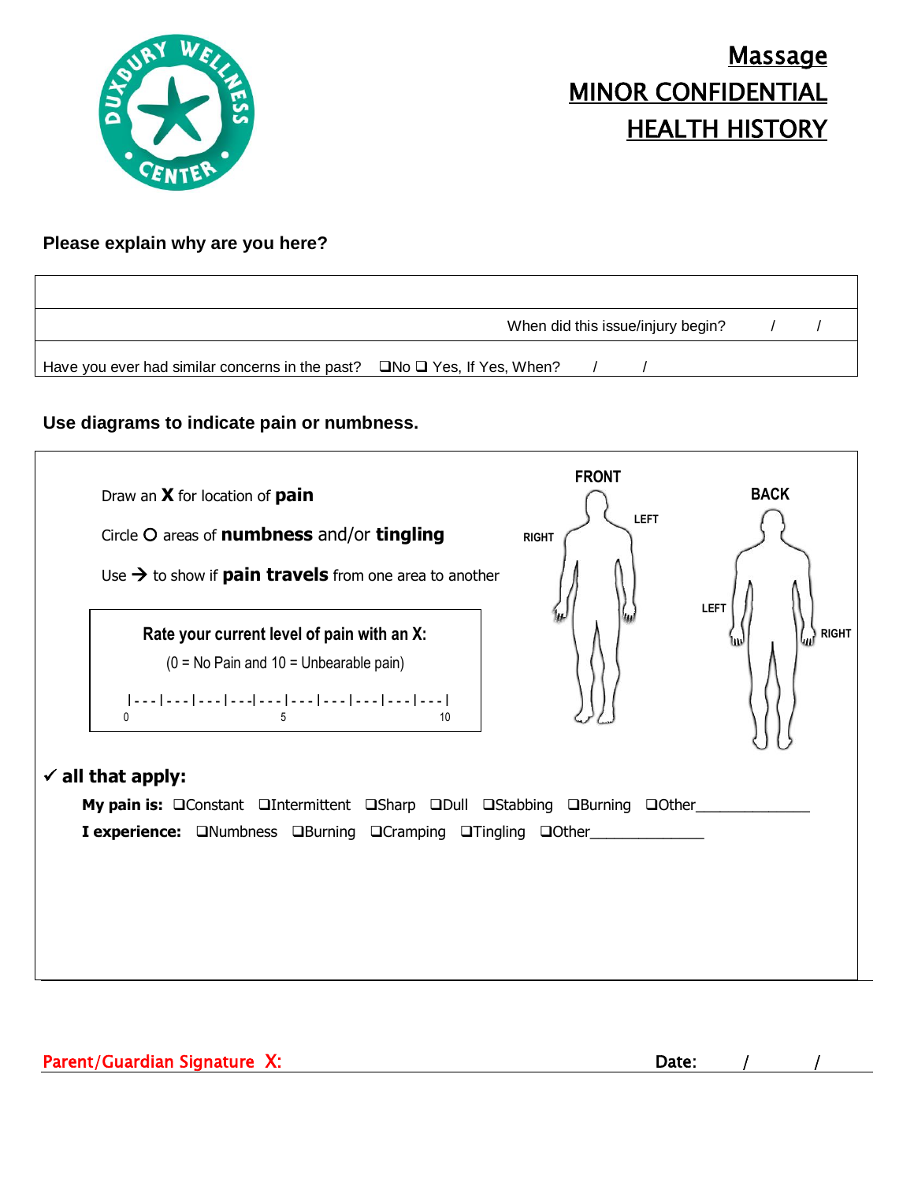# Massage
# MINOR CONFIDENTIAL
# HEALTH HISTORY

**Please explain why are you here?**

When did this issue/injury begin? / /

Have you ever had similar concerns in the past? ❑No ❑ Yes, If Yes, When? / /

**Use diagrams to indicate pain or numbness.**

Draw an **X** for location of **pain**

Circle O areas of **numbness** and/or **tingling**

Use → to show if **pain travels** from one area to another

FRONT — RIGHT — LEFT

BACK — LEFT — RIGHT

**Rate your current level of pain with an X:**

(0 = No Pain and 10 = Unbearable pain)

|---|---|---|---|---|---|---|---|---|---|

0 5 10

**✓ all that apply:**

**My pain is:** ❑Constant ❑Intermittent ❑Sharp ❑Dull ❑Stabbing ❑Burning ❑Other_____________

**I experience:** ❑Numbness ❑Burning ❑Cramping ❑Tingling ❑Other_____________

Parent/Guardian Signature X: **Date:** / /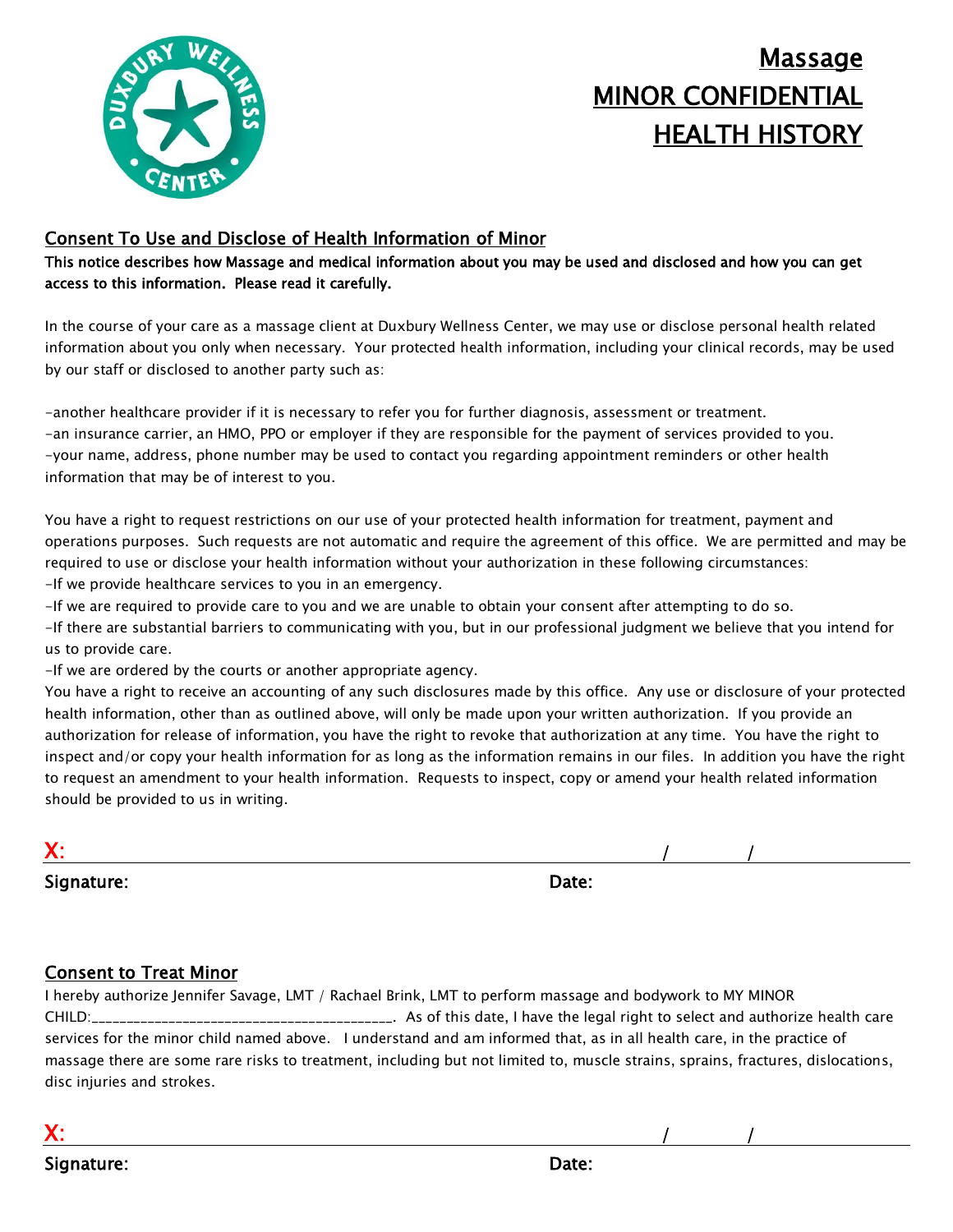# Massage MINOR CONFIDENTIAL HEALTH HISTORY

## Consent To Use and Disclose of Health Information of Minor

**This notice describes how Massage and medical information about you may be used and disclosed and how you can get access to this information. Please read it carefully.**

In the course of your care as a massage client at Duxbury Wellness Center, we may use or disclose personal health related information about you only when necessary. Your protected health information, including your clinical records, may be used by our staff or disclosed to another party such as:

-another healthcare provider if it is necessary to refer you for further diagnosis, assessment or treatment.
-an insurance carrier, an HMO, PPO or employer if they are responsible for the payment of services provided to you.
-your name, address, phone number may be used to contact you regarding appointment reminders or other health information that may be of interest to you.

You have a right to request restrictions on our use of your protected health information for treatment, payment and operations purposes. Such requests are not automatic and require the agreement of this office. We are permitted and may be required to use or disclose your health information without your authorization in these following circumstances:
-If we provide healthcare services to you in an emergency.
-If we are required to provide care to you and we are unable to obtain your consent after attempting to do so.
-If there are substantial barriers to communicating with you, but in our professional judgment we believe that you intend for us to provide care.
-If we are ordered by the courts or another appropriate agency.
You have a right to receive an accounting of any such disclosures made by this office. Any use or disclosure of your protected health information, other than as outlined above, will only be made upon your written authorization. If you provide an authorization for release of information, you have the right to revoke that authorization at any time. You have the right to inspect and/or copy your health information for as long as the information remains in our files. In addition you have the right to request an amendment to your health information. Requests to inspect, copy or amend your health related information should be provided to us in writing.

X: _______________________________________________ / / _______

**Signature:** **Date:**

## Consent to Treat Minor

I hereby authorize Jennifer Savage, LMT / Rachael Brink, LMT to perform massage and bodywork to MY MINOR CHILD:__________________________________________. As of this date, I have the legal right to select and authorize health care services for the minor child named above. I understand and am informed that, as in all health care, in the practice of massage there are some rare risks to treatment, including but not limited to, muscle strains, sprains, fractures, dislocations, disc injuries and strokes.

X: _______________________________________________ / / _______

**Signature:** **Date:**